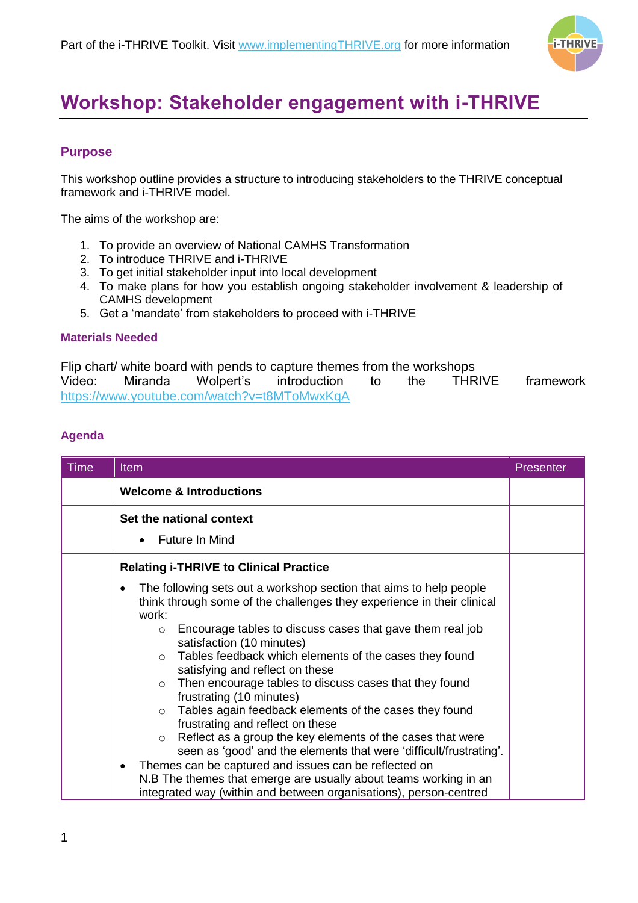Part of the i-THRIVE Toolkit. Visit www.implementingTHRIVE.org for more information

# Workshop: Stakeholder engagement with i-THRIVE

## Purpose

This workshop outline provides a structure to introducing stakeholders to the THRIVE conceptual framework and i-THRIVE model.

The aims of the workshop are:

1. To provide an overview of National CAMHS Transformation
2. To introduce THRIVE and i-THRIVE
3. To get initial stakeholder input into local development
4. To make plans for how you establish ongoing stakeholder involvement & leadership of CAMHS development
5. Get a 'mandate' from stakeholders to proceed with i-THRIVE

### Materials Needed

Flip chart/ white board with pends to capture themes from the workshops
Video: Miranda Wolpert's introduction to the THRIVE framework https://www.youtube.com/watch?v=t8MToMwxKqA

## Agenda

| Time | Item | Presenter |
|---|---|---|
| | **Welcome & Introductions** | |
| | **Set the national context**<br>• Future In Mind | |
| | **Relating i-THRIVE to Clinical Practice**<br>• The following sets out a workshop section that aims to help people think through some of the challenges they experience in their clinical work:<br>  ○ Encourage tables to discuss cases that gave them real job satisfaction (10 minutes)<br>  ○ Tables feedback which elements of the cases they found satisfying and reflect on these<br>  ○ Then encourage tables to discuss cases that they found frustrating (10 minutes)<br>  ○ Tables again feedback elements of the cases they found frustrating and reflect on these<br>  ○ Reflect as a group the key elements of the cases that were seen as 'good' and the elements that were 'difficult/frustrating'.<br>• Themes can be captured and issues can be reflected on<br>N.B The themes that emerge are usually about teams working in an integrated way (within and between organisations), person-centred | |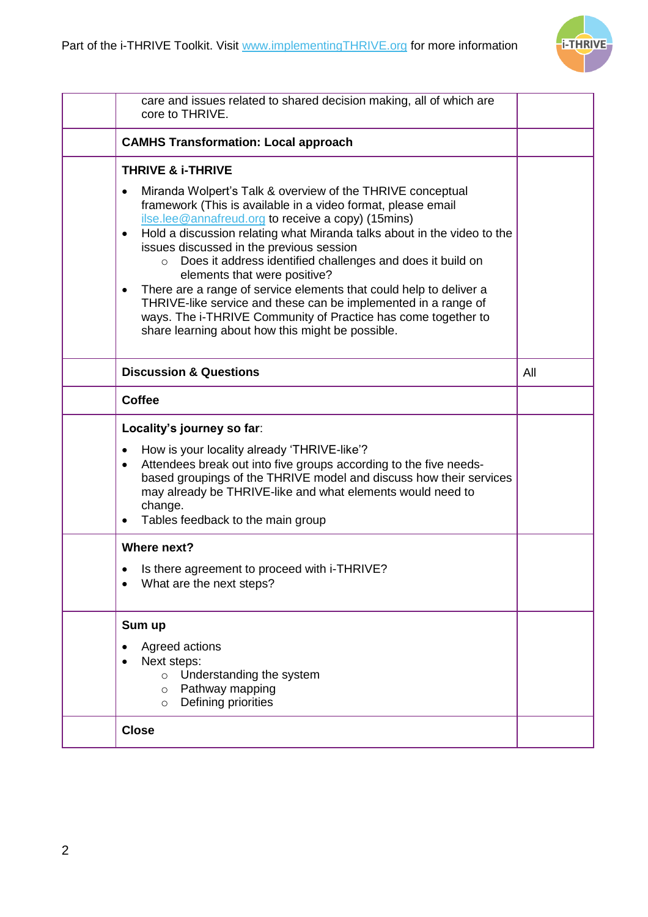| | | |
|---|---|---|
| | care and issues related to shared decision making, all of which are core to THRIVE. | |
| | **CAMHS Transformation: Local approach** | |
| | **THRIVE & i-THRIVE**<br><br>• Miranda Wolpert's Talk & overview of the THRIVE conceptual framework (This is available in a video format, please email ilse.lee@annafreud.org to receive a copy) (15mins)<br>• Hold a discussion relating what Miranda talks about in the video to the issues discussed in the previous session<br>&nbsp;&nbsp;&nbsp;&nbsp;○ Does it address identified challenges and does it build on elements that were positive?<br>• There are a range of service elements that could help to deliver a THRIVE-like service and these can be implemented in a range of ways. The i-THRIVE Community of Practice has come together to share learning about how this might be possible. | |
| | **Discussion & Questions** | All |
| | **Coffee** | |
| | **Locality's journey so far**:<br><br>• How is your locality already 'THRIVE-like'?<br>• Attendees break out into five groups according to the five needs-based groupings of the THRIVE model and discuss how their services may already be THRIVE-like and what elements would need to change.<br>• Tables feedback to the main group | |
| | **Where next?**<br><br>• Is there agreement to proceed with i-THRIVE?<br>• What are the next steps? | |
| | **Sum up**<br><br>• Agreed actions<br>• Next steps:<br>&nbsp;&nbsp;&nbsp;&nbsp;○ Understanding the system<br>&nbsp;&nbsp;&nbsp;&nbsp;○ Pathway mapping<br>&nbsp;&nbsp;&nbsp;&nbsp;○ Defining priorities | |
| | **Close** | |